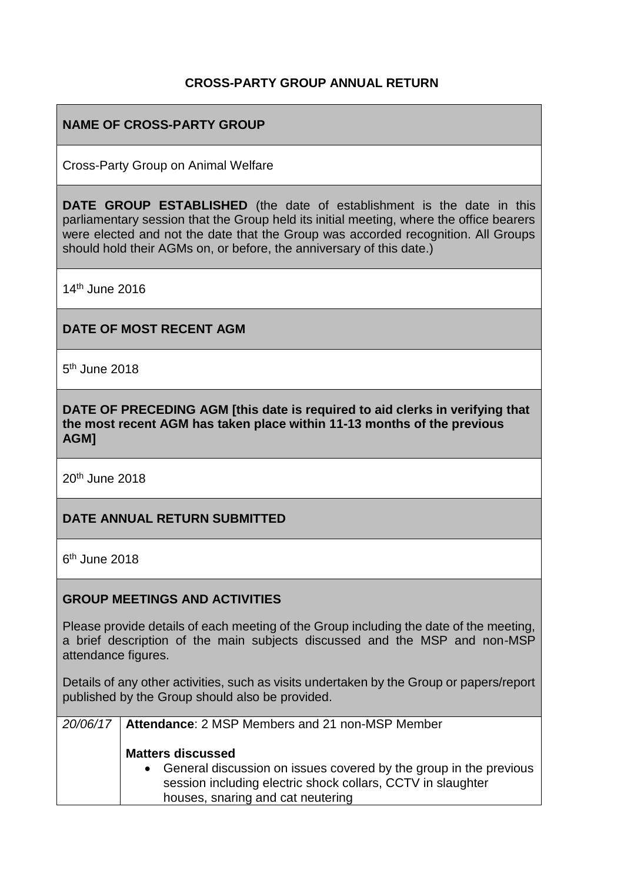# CROSS-PARTY GROUP ANNUAL RETURN

## NAME OF CROSS-PARTY GROUP

Cross-Party Group on Animal Welfare

**DATE GROUP ESTABLISHED** (the date of establishment is the date in this parliamentary session that the Group held its initial meeting, where the office bearers were elected and not the date that the Group was accorded recognition. All Groups should hold their AGMs on, or before, the anniversary of this date.)

14th June 2016

## DATE OF MOST RECENT AGM

5th June 2018

## DATE OF PRECEDING AGM [this date is required to aid clerks in verifying that the most recent AGM has taken place within 11-13 months of the previous AGM]

20th June 2018

## DATE ANNUAL RETURN SUBMITTED

6th June 2018

## GROUP MEETINGS AND ACTIVITIES

Please provide details of each meeting of the Group including the date of the meeting, a brief description of the main subjects discussed and the MSP and non-MSP attendance figures.

Details of any other activities, such as visits undertaken by the Group or papers/report published by the Group should also be provided.

| | |
|---|---|
| *20/06/17* | **Attendance**: 2 MSP Members and 21 non-MSP Member<br><br>**Matters discussed**<br>• General discussion on issues covered by the group in the previous session including electric shock collars, CCTV in slaughter houses, snaring and cat neutering |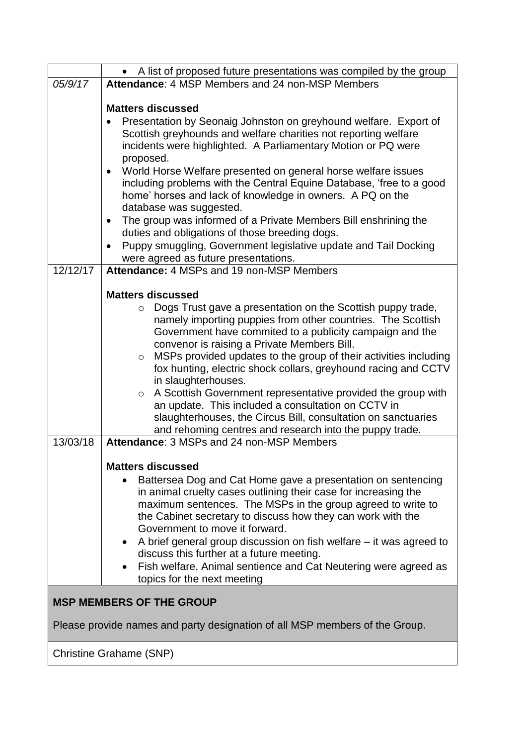| | |
|---|---|
| | • A list of proposed future presentations was compiled by the group |
| *05/9/17* | **Attendance**: 4 MSP Members and 24 non-MSP Members<br><br>**Matters discussed**<br>• Presentation by Seonaig Johnston on greyhound welfare. Export of Scottish greyhounds and welfare charities not reporting welfare incidents were highlighted. A Parliamentary Motion or PQ were proposed.<br>• World Horse Welfare presented on general horse welfare issues including problems with the Central Equine Database, 'free to a good home' horses and lack of knowledge in owners. A PQ on the database was suggested.<br>• The group was informed of a Private Members Bill enshrining the duties and obligations of those breeding dogs.<br>• Puppy smuggling, Government legislative update and Tail Docking were agreed as future presentations. |
| 12/12/17 | **Attendance:** 4 MSPs and 19 non-MSP Members<br><br>**Matters discussed**<br>○ Dogs Trust gave a presentation on the Scottish puppy trade, namely importing puppies from other countries. The Scottish Government have commited to a publicity campaign and the convenor is raising a Private Members Bill.<br>○ MSPs provided updates to the group of their activities including fox hunting, electric shock collars, greyhound racing and CCTV in slaughterhouses.<br>○ A Scottish Government representative provided the group with an update. This included a consultation on CCTV in slaughterhouses, the Circus Bill, consultation on sanctuaries and rehoming centres and research into the puppy trade. |
| 13/03/18 | **Attendance**: 3 MSPs and 24 non-MSP Members<br><br>**Matters discussed**<br>• Battersea Dog and Cat Home gave a presentation on sentencing in animal cruelty cases outlining their case for increasing the maximum sentences. The MSPs in the group agreed to write to the Cabinet secretary to discuss how they can work with the Government to move it forward.<br>• A brief general group discussion on fish welfare – it was agreed to discuss this further at a future meeting.<br>• Fish welfare, Animal sentience and Cat Neutering were agreed as topics for the next meeting |

**MSP MEMBERS OF THE GROUP**

Please provide names and party designation of all MSP members of the Group.

Christine Grahame (SNP)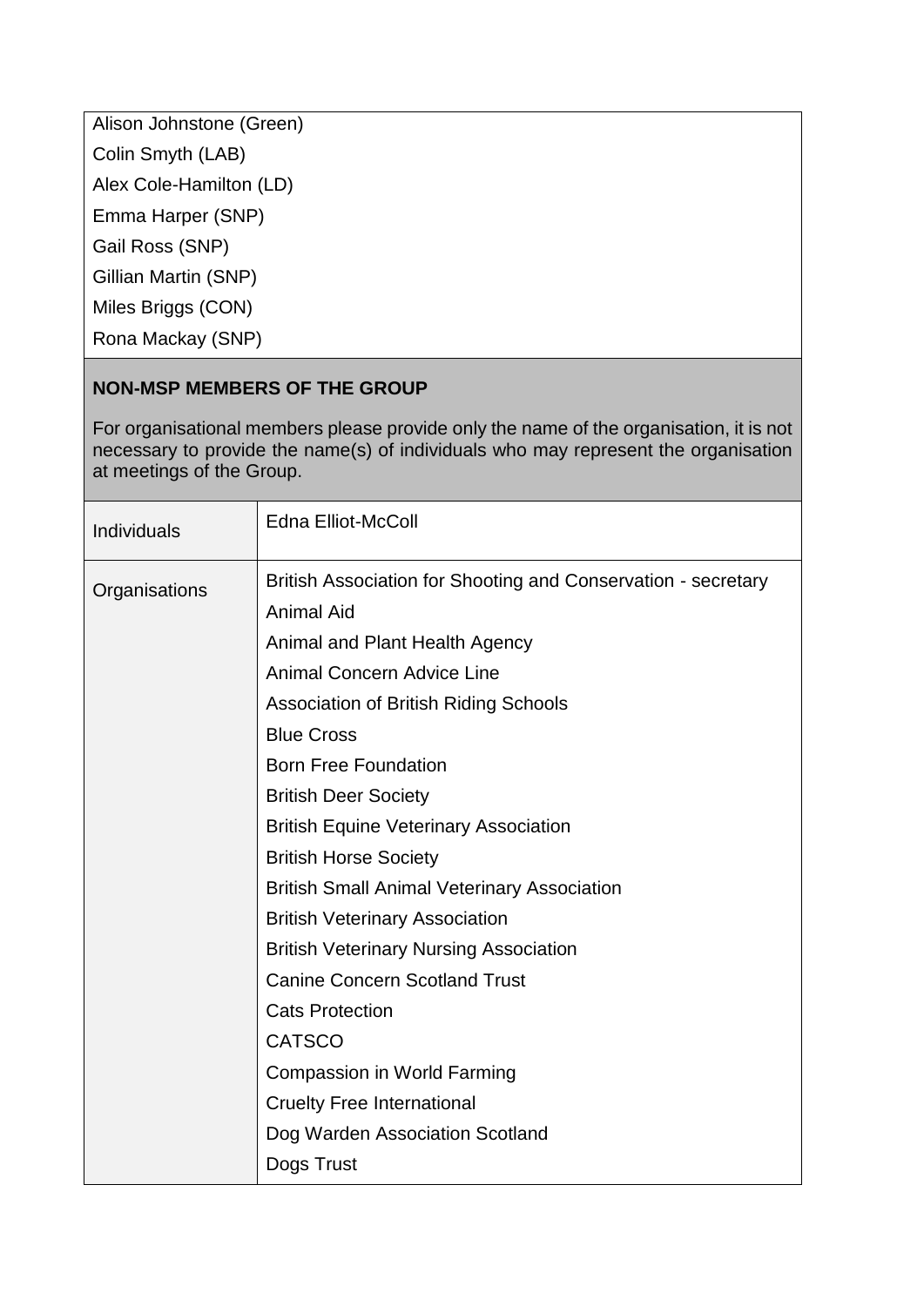Alison Johnstone (Green)
Colin Smyth (LAB)
Alex Cole-Hamilton (LD)
Emma Harper (SNP)
Gail Ross (SNP)
Gillian Martin (SNP)
Miles Briggs (CON)
Rona Mackay (SNP)

## NON-MSP MEMBERS OF THE GROUP

For organisational members please provide only the name of the organisation, it is not necessary to provide the name(s) of individuals who may represent the organisation at meetings of the Group.

| | |
|---|---|
| Individuals | Edna Elliot-McColl |
| Organisations | British Association for Shooting and Conservation - secretary<br>Animal Aid<br>Animal and Plant Health Agency<br>Animal Concern Advice Line<br>Association of British Riding Schools<br>Blue Cross<br>Born Free Foundation<br>British Deer Society<br>British Equine Veterinary Association<br>British Horse Society<br>British Small Animal Veterinary Association<br>British Veterinary Association<br>British Veterinary Nursing Association<br>Canine Concern Scotland Trust<br>Cats Protection<br>CATSCO<br>Compassion in World Farming<br>Cruelty Free International<br>Dog Warden Association Scotland<br>Dogs Trust |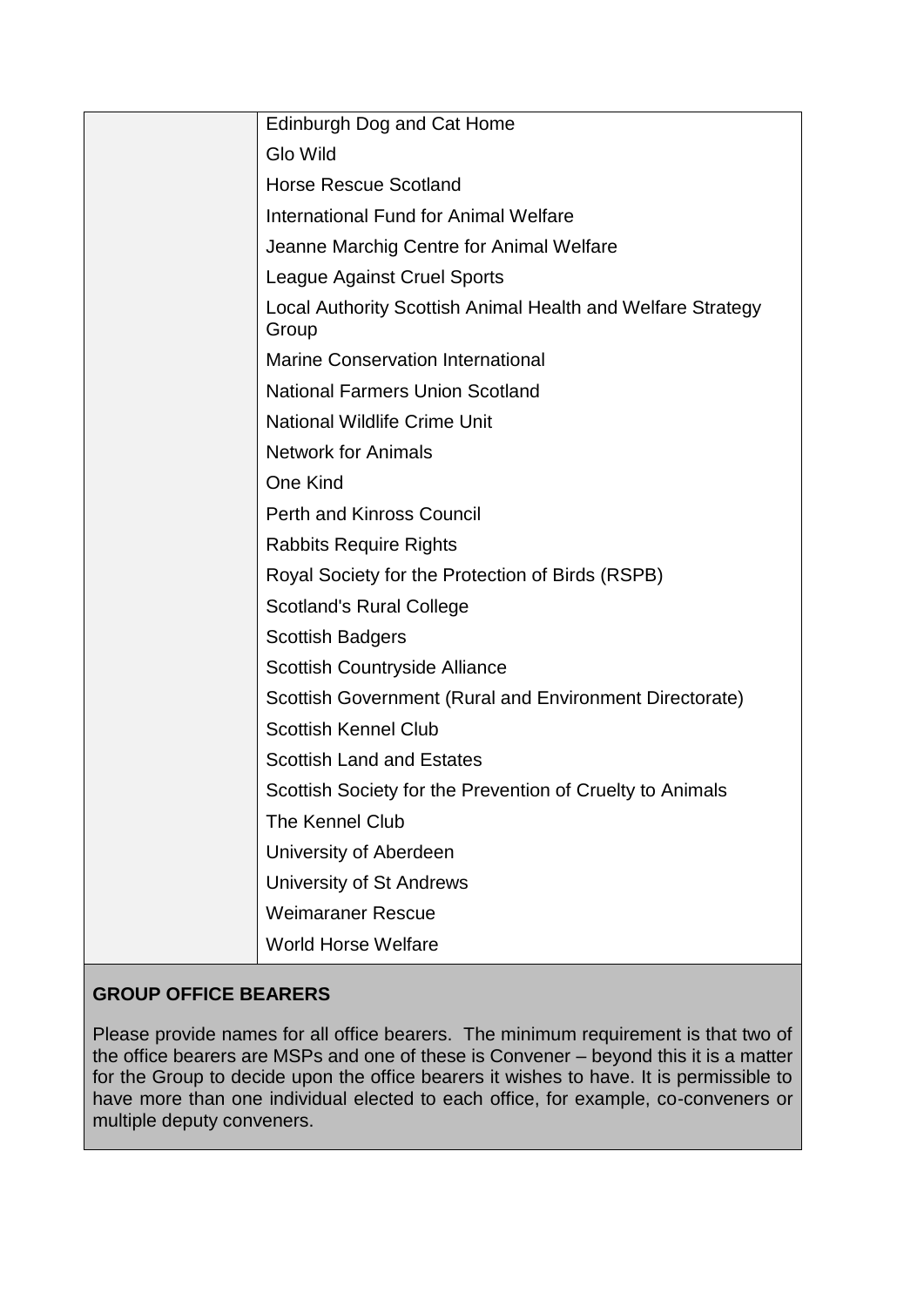| | |
|---|---|
| | Edinburgh Dog and Cat Home |
| | Glo Wild |
| | Horse Rescue Scotland |
| | International Fund for Animal Welfare |
| | Jeanne Marchig Centre for Animal Welfare |
| | League Against Cruel Sports |
| | Local Authority Scottish Animal Health and Welfare Strategy Group |
| | Marine Conservation International |
| | National Farmers Union Scotland |
| | National Wildlife Crime Unit |
| | Network for Animals |
| | One Kind |
| | Perth and Kinross Council |
| | Rabbits Require Rights |
| | Royal Society for the Protection of Birds (RSPB) |
| | Scotland's Rural College |
| | Scottish Badgers |
| | Scottish Countryside Alliance |
| | Scottish Government (Rural and Environment Directorate) |
| | Scottish Kennel Club |
| | Scottish Land and Estates |
| | Scottish Society for the Prevention of Cruelty to Animals |
| | The Kennel Club |
| | University of Aberdeen |
| | University of St Andrews |
| | Weimaraner Rescue |
| | World Horse Welfare |

**GROUP OFFICE BEARERS**

Please provide names for all office bearers. The minimum requirement is that two of the office bearers are MSPs and one of these is Convener – beyond this it is a matter for the Group to decide upon the office bearers it wishes to have. It is permissible to have more than one individual elected to each office, for example, co-conveners or multiple deputy conveners.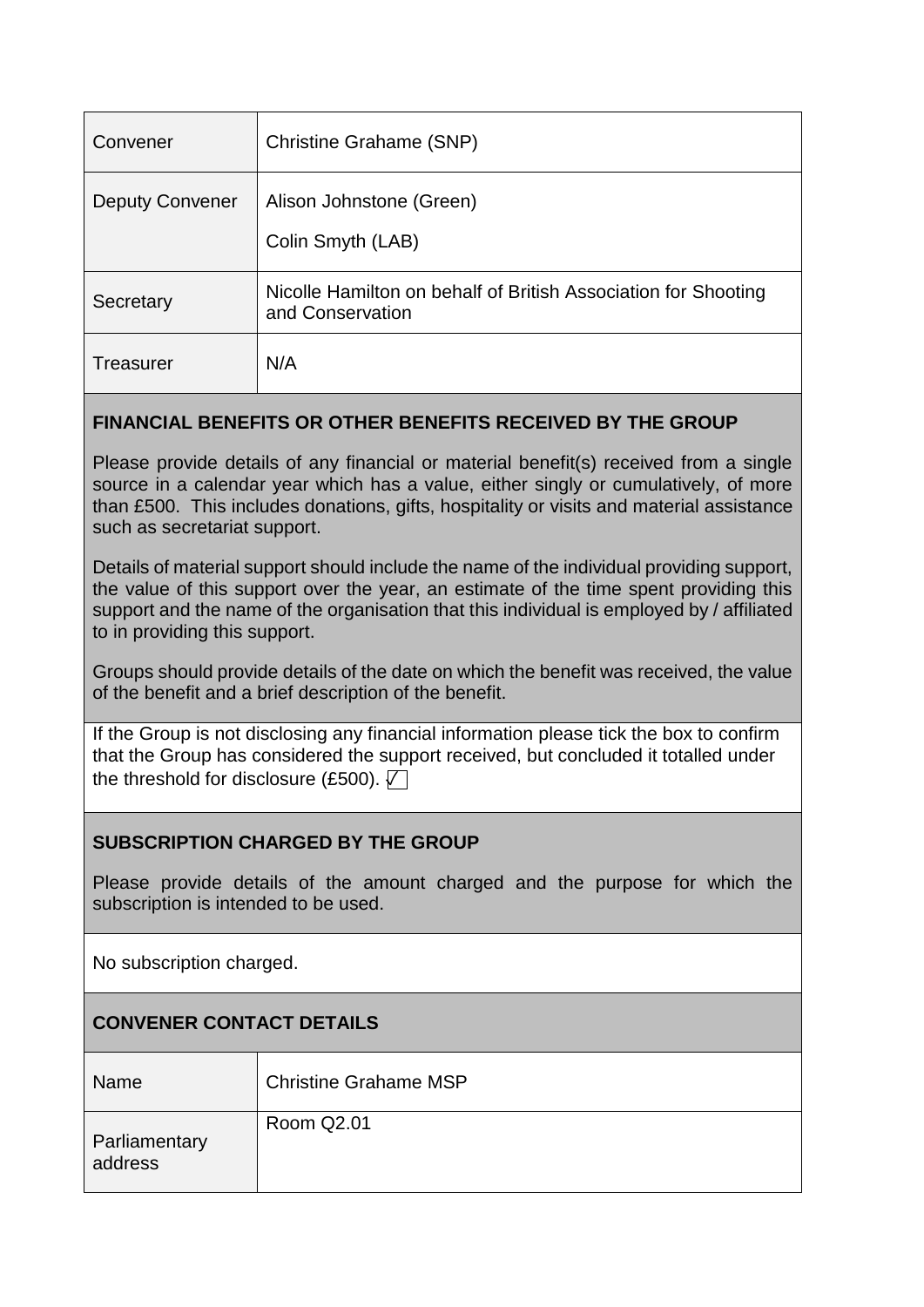| Convener | Christine Grahame (SNP) |
|---|---|
| Deputy Convener | Alison Johnstone (Green)<br>Colin Smyth (LAB) |
| Secretary | Nicolle Hamilton on behalf of British Association for Shooting and Conservation |
| Treasurer | N/A |

## FINANCIAL BENEFITS OR OTHER BENEFITS RECEIVED BY THE GROUP

Please provide details of any financial or material benefit(s) received from a single source in a calendar year which has a value, either singly or cumulatively, of more than £500. This includes donations, gifts, hospitality or visits and material assistance such as secretariat support.

Details of material support should include the name of the individual providing support, the value of this support over the year, an estimate of the time spent providing this support and the name of the organisation that this individual is employed by / affiliated to in providing this support.

Groups should provide details of the date on which the benefit was received, the value of the benefit and a brief description of the benefit.

If the Group is not disclosing any financial information please tick the box to confirm that the Group has considered the support received, but concluded it totalled under the threshold for disclosure (£500). ☑

## SUBSCRIPTION CHARGED BY THE GROUP

Please provide details of the amount charged and the purpose for which the subscription is intended to be used.

No subscription charged.

## CONVENER CONTACT DETAILS

| Name | Christine Grahame MSP |
|---|---|
| Parliamentary address | Room Q2.01 |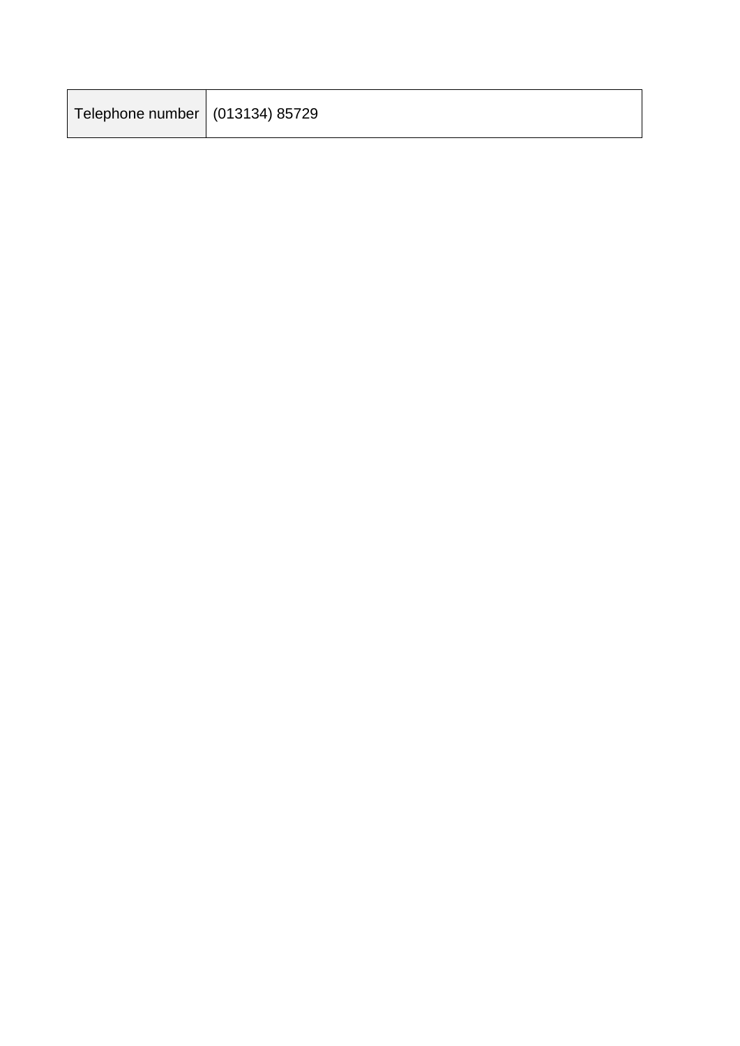| | |
|---|---|
| Telephone number | (013134) 85729 |